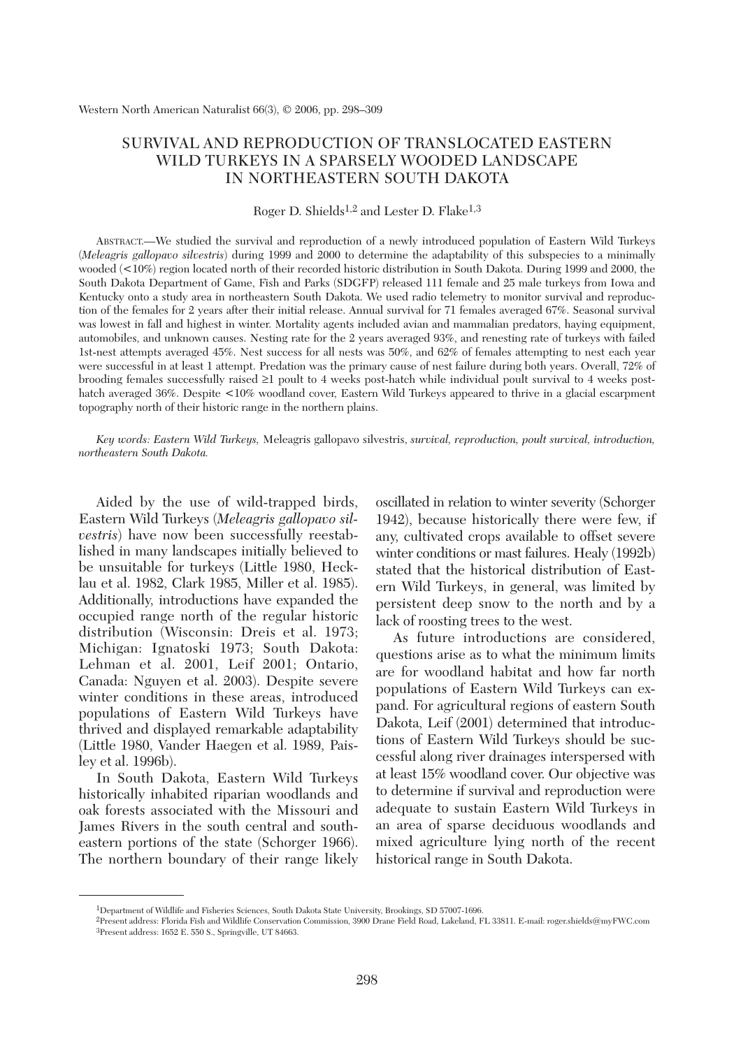# SURVIVAL AND REPRODUCTION OF TRANSLOCATED EASTERN WILD TURKEYS IN A SPARSELY WOODED LANDSCAPE IN NORTHEASTERN SOUTH DAKOTA

Roger D. Shields[1,2] and Lester D. Flake[1,3]

ABSTRACT.—We studied the survival and reproduction of a newly introduced population of Eastern Wild Turkeys (*Meleagris gallopavo silvestris*) during 1999 and 2000 to determine the adaptability of this subspecies to a minimally wooded (<10%) region located north of their recorded historic distribution in South Dakota. During 1999 and 2000, the South Dakota Department of Game, Fish and Parks (SDGFP) released 111 female and 25 male turkeys from Iowa and Kentucky onto a study area in northeastern South Dakota. We used radio telemetry to monitor survival and reproduction of the females for 2 years after their initial release. Annual survival for 71 females averaged 67%. Seasonal survival was lowest in fall and highest in winter. Mortality agents included avian and mammalian predators, haying equipment, automobiles, and unknown causes. Nesting rate for the 2 years averaged 93%, and renesting rate of turkeys with failed 1st-nest attempts averaged 45%. Nest success for all nests was 50%, and 62% of females attempting to nest each year were successful in at least 1 attempt. Predation was the primary cause of nest failure during both years. Overall, 72% of brooding females successfully raised ≥1 poult to 4 weeks post-hatch while individual poult survival to 4 weeks post-hatch averaged 36%. Despite <10% woodland cover, Eastern Wild Turkeys appeared to thrive in a glacial escarpment topography north of their historic range in the northern plains.

*Key words: Eastern Wild Turkeys,* Meleagris gallopavo silvestris, *survival, reproduction, poult survival, introduction, northeastern South Dakota.*

Aided by the use of wild-trapped birds, Eastern Wild Turkeys (*Meleagris gallopavo silvestris*) have now been successfully reestablished in many landscapes initially believed to be unsuitable for turkeys (Little 1980, Hecklau et al. 1982, Clark 1985, Miller et al. 1985). Additionally, introductions have expanded the occupied range north of the regular historic distribution (Wisconsin: Dreis et al. 1973; Michigan: Ignatoski 1973; South Dakota: Lehman et al. 2001, Leif 2001; Ontario, Canada: Nguyen et al. 2003). Despite severe winter conditions in these areas, introduced populations of Eastern Wild Turkeys have thrived and displayed remarkable adaptability (Little 1980, Vander Haegen et al. 1989, Paisley et al. 1996b).

In South Dakota, Eastern Wild Turkeys historically inhabited riparian woodlands and oak forests associated with the Missouri and James Rivers in the south central and southeastern portions of the state (Schorger 1966). The northern boundary of their range likely oscillated in relation to winter severity (Schorger 1942), because historically there were few, if any, cultivated crops available to offset severe winter conditions or mast failures. Healy (1992b) stated that the historical distribution of Eastern Wild Turkeys, in general, was limited by persistent deep snow to the north and by a lack of roosting trees to the west.

As future introductions are considered, questions arise as to what the minimum limits are for woodland habitat and how far north populations of Eastern Wild Turkeys can expand. For agricultural regions of eastern South Dakota, Leif (2001) determined that introductions of Eastern Wild Turkeys should be successful along river drainages interspersed with at least 15% woodland cover. Our objective was to determine if survival and reproduction were adequate to sustain Eastern Wild Turkeys in an area of sparse deciduous woodlands and mixed agriculture lying north of the recent historical range in South Dakota.

---

[1]Department of Wildlife and Fisheries Sciences, South Dakota State University, Brookings, SD 57007-1696.
[2]Present address: Florida Fish and Wildlife Conservation Commission, 3900 Drane Field Road, Lakeland, FL 33811. E-mail: roger.shields@myFWC.com
[3]Present address: 1652 E. 550 S., Springville, UT 84663.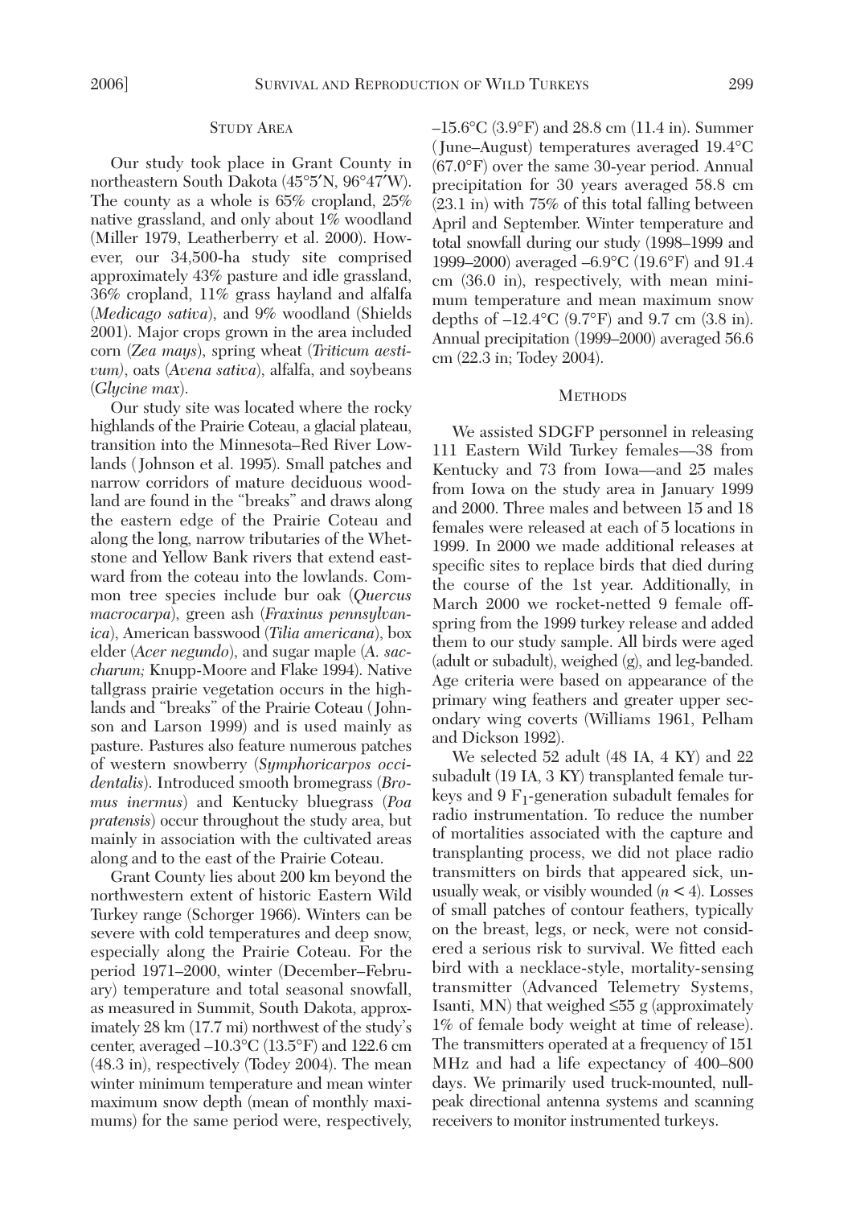## Study Area

Our study took place in Grant County in northeastern South Dakota (45°5′N, 96°47′W). The county as a whole is 65% cropland, 25% native grassland, and only about 1% woodland (Miller 1979, Leatherberry et al. 2000). However, our 34,500-ha study site comprised approximately 43% pasture and idle grassland, 36% cropland, 11% grass hayland and alfalfa (*Medicago sativa*), and 9% woodland (Shields 2001). Major crops grown in the area included corn (*Zea mays*), spring wheat (*Triticum aestivum*), oats (*Avena sativa*), alfalfa, and soybeans (*Glycine max*).

Our study site was located where the rocky highlands of the Prairie Coteau, a glacial plateau, transition into the Minnesota–Red River Lowlands (Johnson et al. 1995). Small patches and narrow corridors of mature deciduous woodland are found in the "breaks" and draws along the eastern edge of the Prairie Coteau and along the long, narrow tributaries of the Whetstone and Yellow Bank rivers that extend eastward from the coteau into the lowlands. Common tree species include bur oak (*Quercus macrocarpa*), green ash (*Fraxinus pennsylvanica*), American basswood (*Tilia americana*), box elder (*Acer negundo*), and sugar maple (*A. saccharum;* Knupp-Moore and Flake 1994). Native tallgrass prairie vegetation occurs in the highlands and "breaks" of the Prairie Coteau (Johnson and Larson 1999) and is used mainly as pasture. Pastures also feature numerous patches of western snowberry (*Symphoricarpos occidentalis*). Introduced smooth bromegrass (*Bromus inermus*) and Kentucky bluegrass (*Poa pratensis*) occur throughout the study area, but mainly in association with the cultivated areas along and to the east of the Prairie Coteau.

Grant County lies about 200 km beyond the northwestern extent of historic Eastern Wild Turkey range (Schorger 1966). Winters can be severe with cold temperatures and deep snow, especially along the Prairie Coteau. For the period 1971–2000, winter (December–February) temperature and total seasonal snowfall, as measured in Summit, South Dakota, approximately 28 km (17.7 mi) northwest of the study's center, averaged –10.3°C (13.5°F) and 122.6 cm (48.3 in), respectively (Todey 2004). The mean winter minimum temperature and mean winter maximum snow depth (mean of monthly maximums) for the same period were, respectively, –15.6°C (3.9°F) and 28.8 cm (11.4 in). Summer (June–August) temperatures averaged 19.4°C (67.0°F) over the same 30-year period. Annual precipitation for 30 years averaged 58.8 cm (23.1 in) with 75% of this total falling between April and September. Winter temperature and total snowfall during our study (1998–1999 and 1999–2000) averaged –6.9°C (19.6°F) and 91.4 cm (36.0 in), respectively, with mean minimum temperature and mean maximum snow depths of –12.4°C (9.7°F) and 9.7 cm (3.8 in). Annual precipitation (1999–2000) averaged 56.6 cm (22.3 in; Todey 2004).

## Methods

We assisted SDGFP personnel in releasing 111 Eastern Wild Turkey females—38 from Kentucky and 73 from Iowa—and 25 males from Iowa on the study area in January 1999 and 2000. Three males and between 15 and 18 females were released at each of 5 locations in 1999. In 2000 we made additional releases at specific sites to replace birds that died during the course of the 1st year. Additionally, in March 2000 we rocket-netted 9 female offspring from the 1999 turkey release and added them to our study sample. All birds were aged (adult or subadult), weighed (g), and leg-banded. Age criteria were based on appearance of the primary wing feathers and greater upper secondary wing coverts (Williams 1961, Pelham and Dickson 1992).

We selected 52 adult (48 IA, 4 KY) and 22 subadult (19 IA, 3 KY) transplanted female turkeys and 9 $F_1$-generation subadult females for radio instrumentation. To reduce the number of mortalities associated with the capture and transplanting process, we did not place radio transmitters on birds that appeared sick, unusually weak, or visibly wounded ($n < 4$). Losses of small patches of contour feathers, typically on the breast, legs, or neck, were not considered a serious risk to survival. We fitted each bird with a necklace-style, mortality-sensing transmitter (Advanced Telemetry Systems, Isanti, MN) that weighed ≤55 g (approximately 1% of female body weight at time of release). The transmitters operated at a frequency of 151 MHz and had a life expectancy of 400–800 days. We primarily used truck-mounted, null-peak directional antenna systems and scanning receivers to monitor instrumented turkeys.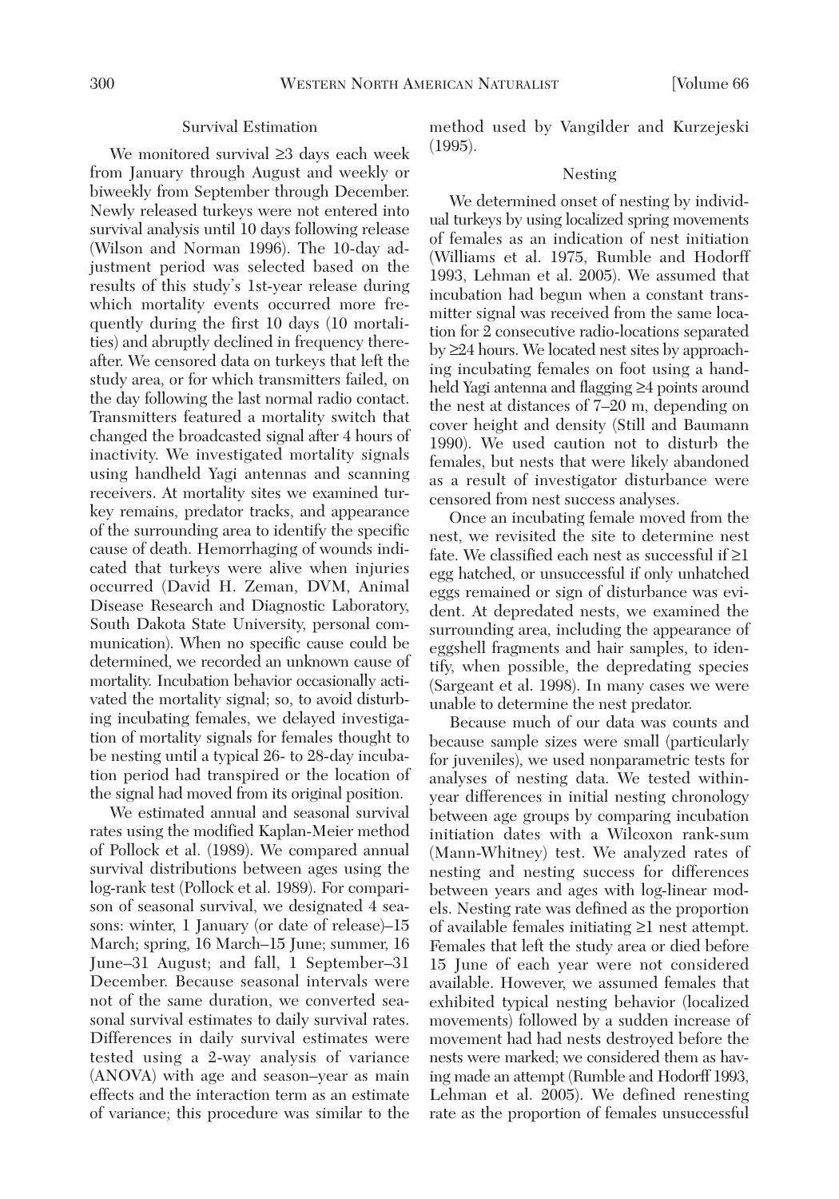### Survival Estimation

We monitored survival ≥3 days each week from January through August and weekly or biweekly from September through December. Newly released turkeys were not entered into survival analysis until 10 days following release (Wilson and Norman 1996). The 10-day adjustment period was selected based on the results of this study's 1st-year release during which mortality events occurred more frequently during the first 10 days (10 mortalities) and abruptly declined in frequency thereafter. We censored data on turkeys that left the study area, or for which transmitters failed, on the day following the last normal radio contact. Transmitters featured a mortality switch that changed the broadcasted signal after 4 hours of inactivity. We investigated mortality signals using handheld Yagi antennas and scanning receivers. At mortality sites we examined turkey remains, predator tracks, and appearance of the surrounding area to identify the specific cause of death. Hemorrhaging of wounds indicated that turkeys were alive when injuries occurred (David H. Zeman, DVM, Animal Disease Research and Diagnostic Laboratory, South Dakota State University, personal communication). When no specific cause could be determined, we recorded an unknown cause of mortality. Incubation behavior occasionally activated the mortality signal; so, to avoid disturbing incubating females, we delayed investigation of mortality signals for females thought to be nesting until a typical 26- to 28-day incubation period had transpired or the location of the signal had moved from its original position.

We estimated annual and seasonal survival rates using the modified Kaplan-Meier method of Pollock et al. (1989). We compared annual survival distributions between ages using the log-rank test (Pollock et al. 1989). For comparison of seasonal survival, we designated 4 seasons: winter, 1 January (or date of release)–15 March; spring, 16 March–15 June; summer, 16 June–31 August; and fall, 1 September–31 December. Because seasonal intervals were not of the same duration, we converted seasonal survival estimates to daily survival rates. Differences in daily survival estimates were tested using a 2-way analysis of variance (ANOVA) with age and season–year as main effects and the interaction term as an estimate of variance; this procedure was similar to the method used by Vangilder and Kurzejeski (1995).

### Nesting

We determined onset of nesting by individual turkeys by using localized spring movements of females as an indication of nest initiation (Williams et al. 1975, Rumble and Hodorff 1993, Lehman et al. 2005). We assumed that incubation had begun when a constant transmitter signal was received from the same location for 2 consecutive radio-locations separated by ≥24 hours. We located nest sites by approaching incubating females on foot using a handheld Yagi antenna and flagging ≥4 points around the nest at distances of 7–20 m, depending on cover height and density (Still and Baumann 1990). We used caution not to disturb the females, but nests that were likely abandoned as a result of investigator disturbance were censored from nest success analyses.

Once an incubating female moved from the nest, we revisited the site to determine nest fate. We classified each nest as successful if ≥1 egg hatched, or unsuccessful if only unhatched eggs remained or sign of disturbance was evident. At depredated nests, we examined the surrounding area, including the appearance of eggshell fragments and hair samples, to identify, when possible, the depredating species (Sargeant et al. 1998). In many cases we were unable to determine the nest predator.

Because much of our data was counts and because sample sizes were small (particularly for juveniles), we used nonparametric tests for analyses of nesting data. We tested within-year differences in initial nesting chronology between age groups by comparing incubation initiation dates with a Wilcoxon rank-sum (Mann-Whitney) test. We analyzed rates of nesting and nesting success for differences between years and ages with log-linear models. Nesting rate was defined as the proportion of available females initiating ≥1 nest attempt. Females that left the study area or died before 15 June of each year were not considered available. However, we assumed females that exhibited typical nesting behavior (localized movements) followed by a sudden increase of movement had had nests destroyed before the nests were marked; we considered them as having made an attempt (Rumble and Hodorff 1993, Lehman et al. 2005). We defined renesting rate as the proportion of females unsuccessful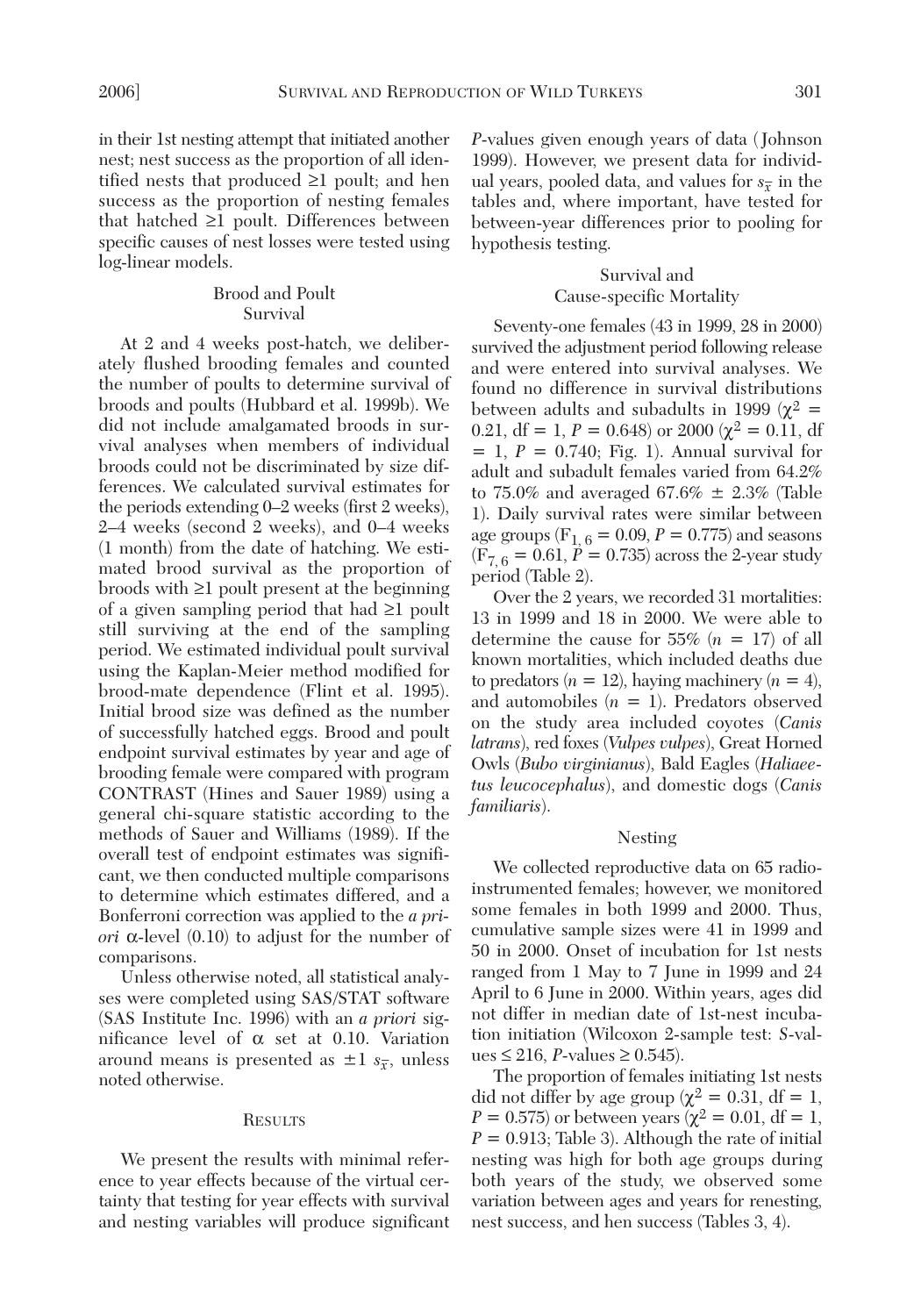in their 1st nesting attempt that initiated another nest; nest success as the proportion of all identified nests that produced ≥1 poult; and hen success as the proportion of nesting females that hatched ≥1 poult. Differences between specific causes of nest losses were tested using log-linear models.

### Brood and Poult Survival

At 2 and 4 weeks post-hatch, we deliberately flushed brooding females and counted the number of poults to determine survival of broods and poults (Hubbard et al. 1999b). We did not include amalgamated broods in survival analyses when members of individual broods could not be discriminated by size differences. We calculated survival estimates for the periods extending 0–2 weeks (first 2 weeks), 2–4 weeks (second 2 weeks), and 0–4 weeks (1 month) from the date of hatching. We estimated brood survival as the proportion of broods with ≥1 poult present at the beginning of a given sampling period that had ≥1 poult still surviving at the end of the sampling period. We estimated individual poult survival using the Kaplan-Meier method modified for brood-mate dependence (Flint et al. 1995). Initial brood size was defined as the number of successfully hatched eggs. Brood and poult endpoint survival estimates by year and age of brooding female were compared with program CONTRAST (Hines and Sauer 1989) using a general chi-square statistic according to the methods of Sauer and Williams (1989). If the overall test of endpoint estimates was significant, we then conducted multiple comparisons to determine which estimates differed, and a Bonferroni correction was applied to the *a priori* $\alpha$-level (0.10) to adjust for the number of comparisons.

Unless otherwise noted, all statistical analyses were completed using SAS/STAT software (SAS Institute Inc. 1996) with an *a priori* significance level of $\alpha$ set at 0.10. Variation around means is presented as $\pm 1\ s_{\bar{x}}$, unless noted otherwise.

## Results

We present the results with minimal reference to year effects because of the virtual certainty that testing for year effects with survival and nesting variables will produce significant *P*-values given enough years of data (Johnson 1999). However, we present data for individual years, pooled data, and values for $s_{\bar{x}}$ in the tables and, where important, have tested for between-year differences prior to pooling for hypothesis testing.

### Survival and Cause-specific Mortality

Seventy-one females (43 in 1999, 28 in 2000) survived the adjustment period following release and were entered into survival analyses. We found no difference in survival distributions between adults and subadults in 1999 ($\chi^2 = 0.21$, df = 1, $P = 0.648$) or 2000 ($\chi^2 = 0.11$, df = 1, $P = 0.740$; Fig. 1). Annual survival for adult and subadult females varied from 64.2% to 75.0% and averaged 67.6% ± 2.3% (Table 1). Daily survival rates were similar between age groups ($F_{1,6} = 0.09$, $P = 0.775$) and seasons ($F_{7,6} = 0.61$, $P = 0.735$) across the 2-year study period (Table 2).

Over the 2 years, we recorded 31 mortalities: 13 in 1999 and 18 in 2000. We were able to determine the cause for 55% ($n = 17$) of all known mortalities, which included deaths due to predators ($n = 12$), haying machinery ($n = 4$), and automobiles ($n = 1$). Predators observed on the study area included coyotes (*Canis latrans*), red foxes (*Vulpes vulpes*), Great Horned Owls (*Bubo virginianus*), Bald Eagles (*Haliaeetus leucocephalus*), and domestic dogs (*Canis familiaris*).

### Nesting

We collected reproductive data on 65 radio-instrumented females; however, we monitored some females in both 1999 and 2000. Thus, cumulative sample sizes were 41 in 1999 and 50 in 2000. Onset of incubation for 1st nests ranged from 1 May to 7 June in 1999 and 24 April to 6 June in 2000. Within years, ages did not differ in median date of 1st-nest incubation initiation (Wilcoxon 2-sample test: *S*-values ≤ 216, *P*-values ≥ 0.545).

The proportion of females initiating 1st nests did not differ by age group ($\chi^2 = 0.31$, df = 1, $P = 0.575$) or between years ($\chi^2 = 0.01$, df = 1, $P = 0.913$; Table 3). Although the rate of initial nesting was high for both age groups during both years of the study, we observed some variation between ages and years for renesting, nest success, and hen success (Tables 3, 4).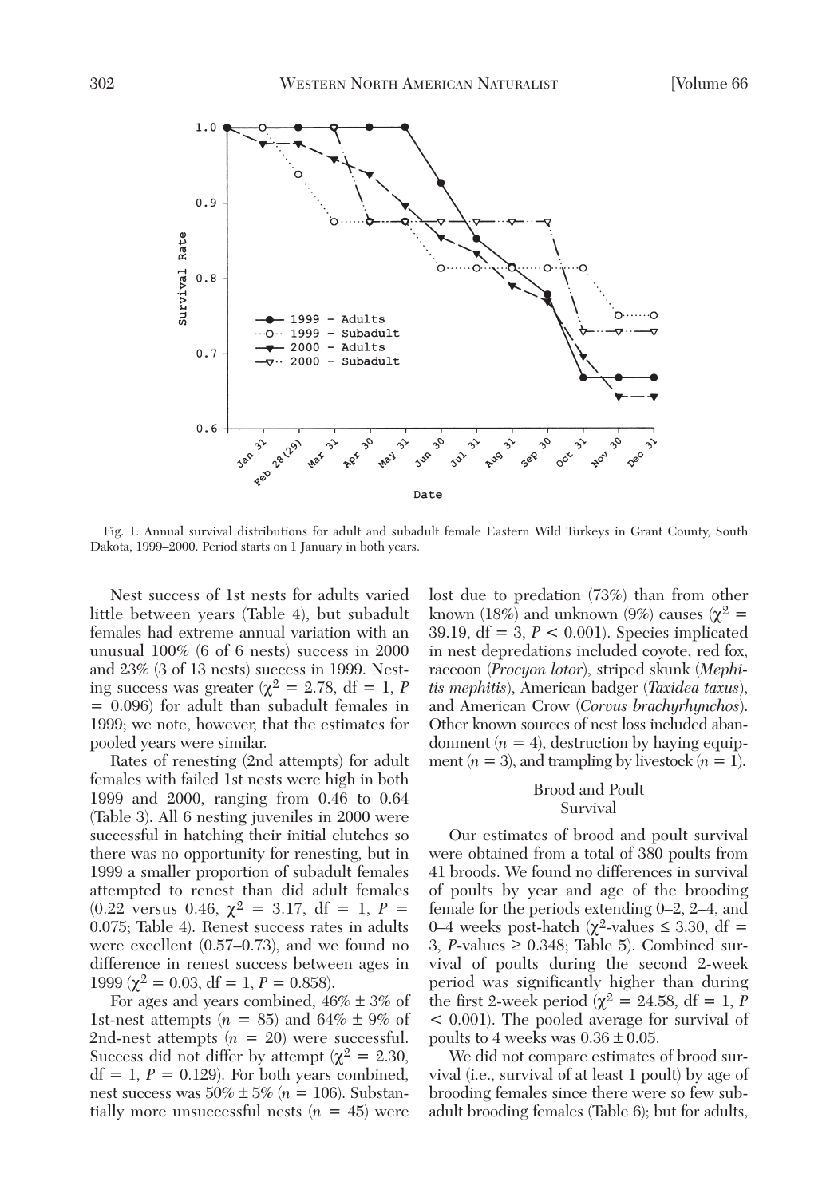Fig. 1. Annual survival distributions for adult and subadult female Eastern Wild Turkeys in Grant County, South Dakota, 1999–2000. Period starts on 1 January in both years.

Nest success of 1st nests for adults varied little between years (Table 4), but subadult females had extreme annual variation with an unusual 100% (6 of 6 nests) success in 2000 and 23% (3 of 13 nests) success in 1999. Nesting success was greater ($\chi^2 = 2.78$, df = 1, $P = 0.096$) for adult than subadult females in 1999; we note, however, that the estimates for pooled years were similar.

Rates of renesting (2nd attempts) for adult females with failed 1st nests were high in both 1999 and 2000, ranging from 0.46 to 0.64 (Table 3). All 6 nesting juveniles in 2000 were successful in hatching their initial clutches so there was no opportunity for renesting, but in 1999 a smaller proportion of subadult females attempted to renest than did adult females (0.22 versus 0.46, $\chi^2 = 3.17$, df = 1, $P = 0.075$; Table 4). Renest success rates in adults were excellent (0.57–0.73), and we found no difference in renest success between ages in 1999 ($\chi^2 = 0.03$, df = 1, $P = 0.858$).

For ages and years combined, 46% ± 3% of 1st-nest attempts ($n = 85$) and 64% ± 9% of 2nd-nest attempts ($n = 20$) were successful. Success did not differ by attempt ($\chi^2 = 2.30$, df = 1, $P = 0.129$). For both years combined, nest success was 50% ± 5% ($n = 106$). Substantially more unsuccessful nests ($n = 45$) were lost due to predation (73%) than from other known (18%) and unknown (9%) causes ($\chi^2 = 39.19$, df = 3, $P < 0.001$). Species implicated in nest depredations included coyote, red fox, raccoon (*Procyon lotor*), striped skunk (*Mephitis mephitis*), American badger (*Taxidea taxus*), and American Crow (*Corvus brachyrhynchos*). Other known sources of nest loss included abandonment ($n = 4$), destruction by haying equipment ($n = 3$), and trampling by livestock ($n = 1$).

### Brood and Poult Survival

Our estimates of brood and poult survival were obtained from a total of 380 poults from 41 broods. We found no differences in survival of poults by year and age of the brooding female for the periods extending 0–2, 2–4, and 0–4 weeks post-hatch ($\chi^2$-values ≤ 3.30, df = 3, $P$-values ≥ 0.348; Table 5). Combined survival of poults during the second 2-week period was significantly higher than during the first 2-week period ($\chi^2 = 24.58$, df = 1, $P < 0.001$). The pooled average for survival of poults to 4 weeks was 0.36 ± 0.05.

We did not compare estimates of brood survival (i.e., survival of at least 1 poult) by age of brooding females since there were so few subadult brooding females (Table 6); but for adults,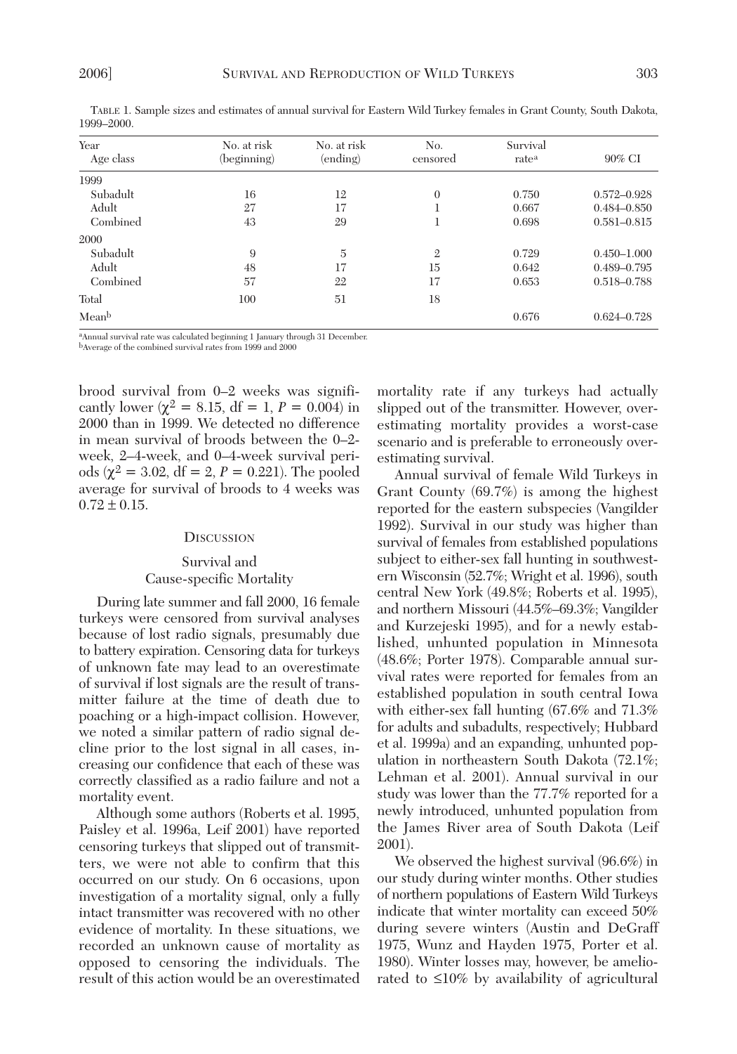TABLE 1. Sample sizes and estimates of annual survival for Eastern Wild Turkey females in Grant County, South Dakota, 1999–2000.

| Year Age class | No. at risk (beginning) | No. at risk (ending) | No. censored | Survival rate[a] | 90% CI |
|---|---|---|---|---|---|
| 1999 | | | | | |
| Subadult | 16 | 12 | 0 | 0.750 | 0.572–0.928 |
| Adult | 27 | 17 | 1 | 0.667 | 0.484–0.850 |
| Combined | 43 | 29 | 1 | 0.698 | 0.581–0.815 |
| 2000 | | | | | |
| Subadult | 9 | 5 | 2 | 0.729 | 0.450–1.000 |
| Adult | 48 | 17 | 15 | 0.642 | 0.489–0.795 |
| Combined | 57 | 22 | 17 | 0.653 | 0.518–0.788 |
| Total | 100 | 51 | 18 | | |
| Mean[b] | | | | 0.676 | 0.624–0.728 |

[a]Annual survival rate was calculated beginning 1 January through 31 December.
[b]Average of the combined survival rates from 1999 and 2000

brood survival from 0–2 weeks was significantly lower ($\chi^2 = 8.15$, df = 1, $P = 0.004$) in 2000 than in 1999. We detected no difference in mean survival of broods between the 0–2-week, 2–4-week, and 0–4-week survival periods ($\chi^2 = 3.02$, df = 2, $P = 0.221$). The pooled average for survival of broods to 4 weeks was $0.72 \pm 0.15$.

## DISCUSSION

### Survival and Cause-specific Mortality

During late summer and fall 2000, 16 female turkeys were censored from survival analyses because of lost radio signals, presumably due to battery expiration. Censoring data for turkeys of unknown fate may lead to an overestimate of survival if lost signals are the result of transmitter failure at the time of death due to poaching or a high-impact collision. However, we noted a similar pattern of radio signal decline prior to the lost signal in all cases, increasing our confidence that each of these was correctly classified as a radio failure and not a mortality event.

Although some authors (Roberts et al. 1995, Paisley et al. 1996a, Leif 2001) have reported censoring turkeys that slipped out of transmitters, we were not able to confirm that this occurred on our study. On 6 occasions, upon investigation of a mortality signal, only a fully intact transmitter was recovered with no other evidence of mortality. In these situations, we recorded an unknown cause of mortality as opposed to censoring the individuals. The result of this action would be an overestimated mortality rate if any turkeys had actually slipped out of the transmitter. However, overestimating mortality provides a worst-case scenario and is preferable to erroneously overestimating survival.

Annual survival of female Wild Turkeys in Grant County (69.7%) is among the highest reported for the eastern subspecies (Vangilder 1992). Survival in our study was higher than survival of females from established populations subject to either-sex fall hunting in southwestern Wisconsin (52.7%; Wright et al. 1996), south central New York (49.8%; Roberts et al. 1995), and northern Missouri (44.5%–69.3%; Vangilder and Kurzejeski 1995), and for a newly established, unhunted population in Minnesota (48.6%; Porter 1978). Comparable annual survival rates were reported for females from an established population in south central Iowa with either-sex fall hunting (67.6% and 71.3% for adults and subadults, respectively; Hubbard et al. 1999a) and an expanding, unhunted population in northeastern South Dakota (72.1%; Lehman et al. 2001). Annual survival in our study was lower than the 77.7% reported for a newly introduced, unhunted population from the James River area of South Dakota (Leif 2001).

We observed the highest survival (96.6%) in our study during winter months. Other studies of northern populations of Eastern Wild Turkeys indicate that winter mortality can exceed 50% during severe winters (Austin and DeGraff 1975, Wunz and Hayden 1975, Porter et al. 1980). Winter losses may, however, be ameliorated to ≤10% by availability of agricultural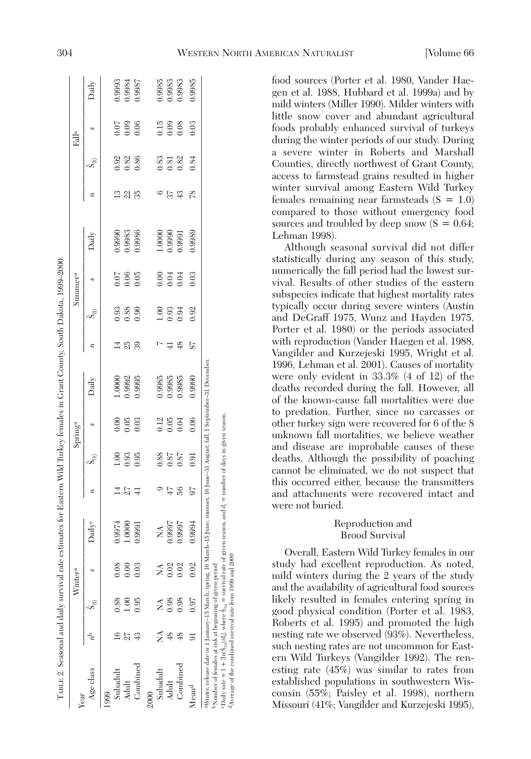TABLE 2. Seasonal and daily survival rate estimates for Eastern Wild Turkey females in Grant County, South Dakota, 1999–2000.

| Year | Winter[a] | | | | Spring[a] | | | | Summer[a] | | | | Fall[a] | | | |
|---|---|---|---|---|---|---|---|---|---|---|---|---|---|---|---|---|
| Age class | $n$[b] | $\hat{S}_{(t)}$ | $s$ | Daily[c] | $n$ | $\hat{S}_{(t)}$ | $s$ | Daily | $n$ | $\hat{S}_{(t)}$ | $s$ | Daily | $n$ | $\hat{S}_{(t)}$ | $s$ | Daily |
| 1999 | | | | | | | | | | | | | | | | |
| Subadult | 16 | 0.88 | 0.08 | 0.9974 | 14 | 1.00 | 0.00 | 1.0000 | 14 | 0.93 | 0.07 | 0.9990 | 13 | 0.92 | 0.07 | 0.9993 |
| Adult | 27 | 1.00 | 0.00 | 1.0000 | 27 | 0.93 | 0.05 | 0.9992 | 25 | 0.88 | 0.06 | 0.9983 | 22 | 0.82 | 0.09 | 0.9984 |
| Combined | 43 | 0.95 | 0.03 | 0.9991 | 41 | 0.95 | 0.03 | 0.9995 | 39 | 0.90 | 0.05 | 0.9986 | 35 | 0.86 | 0.06 | 0.9987 |
| 2000 | | | | | | | | | | | | | | | | |
| Subadult | NA | NA | NA | NA | 9 | 0.88 | 0.12 | 0.9985 | 7 | 1.00 | 0.00 | 1.0000 | 6 | 0.83 | 0.15 | 0.9985 |
| Adult | 48 | 0.98 | 0.02 | 0.9997 | 47 | 0.87 | 0.05 | 0.9985 | 41 | 0.93 | 0.04 | 0.9990 | 37 | 0.81 | 0.09 | 0.9983 |
| Combined | 48 | 0.98 | 0.02 | 0.9997 | 56 | 0.87 | 0.04 | 0.9985 | 48 | 0.94 | 0.04 | 0.9991 | 43 | 0.82 | 0.08 | 0.9983 |
| Mean[d] | 91 | 0.97 | 0.02 | 0.9994 | 97 | 0.91 | 0.06 | 0.9990 | 87 | 0.92 | 0.03 | 0.9989 | 78 | 0.84 | 0.03 | 0.9985 |

[a]Winter, release date or 1 January–15 March; spring, 16 March–15 June; summer, 16 June–31 August; fall, 1 September–31 December.
[b]Number of females at risk at beginning of given period
[c]Daily rate = 1 + [ln($\hat{S}_{(t)}$)/$d_i$], where $\hat{S}_{(t)}$ = survival rate of given season, and $d_i$ = number of days in given season.
[d]Average of the combined survival rate from 1999 and 2000

food sources (Porter et al. 1980, Vander Haegen et al. 1988, Hubbard et al. 1999a) and by mild winters (Miller 1990). Milder winters with little snow cover and abundant agricultural foods probably enhanced survival of turkeys during the winter periods of our study. During a severe winter in Roberts and Marshall Counties, directly northwest of Grant County, access to farmstead grains resulted in higher winter survival among Eastern Wild Turkey females remaining near farmsteads ($S = 1.0$) compared to those without emergency food sources and troubled by deep snow ($S = 0.64$; Lehman 1998).

Although seasonal survival did not differ statistically during any season of this study, numerically the fall period had the lowest survival. Results of other studies of the eastern subspecies indicate that highest mortality rates typically occur during severe winters (Austin and DeGraff 1975, Wunz and Hayden 1975, Porter et al. 1980) or the periods associated with reproduction (Vander Haegen et al. 1988, Vangilder and Kurzejeski 1995, Wright et al. 1996, Lehman et al. 2001). Causes of mortality were only evident in 33.3% (4 of 12) of the deaths recorded during the fall. However, all of the known-cause fall mortalities were due to predation. Further, since no carcasses or other turkey sign were recovered for 6 of the 8 unknown fall mortalities, we believe weather and disease are improbable causes of these deaths. Although the possibility of poaching cannot be eliminated, we do not suspect that this occurred either, because the transmitters and attachments were recovered intact and were not buried.

## Reproduction and Brood Survival

Overall, Eastern Wild Turkey females in our study had excellent reproduction. As noted, mild winters during the 2 years of the study and the availability of agricultural food sources likely resulted in females entering spring in good physical condition (Porter et al. 1983, Roberts et al. 1995) and promoted the high nesting rate we observed (93%). Nevertheless, such nesting rates are not uncommon for Eastern Wild Turkeys (Vangilder 1992). The renesting rate (45%) was similar to rates from established populations in southwestern Wisconsin (55%; Paisley et al. 1998), northern Missouri (41%; Vangilder and Kurzejeski 1995),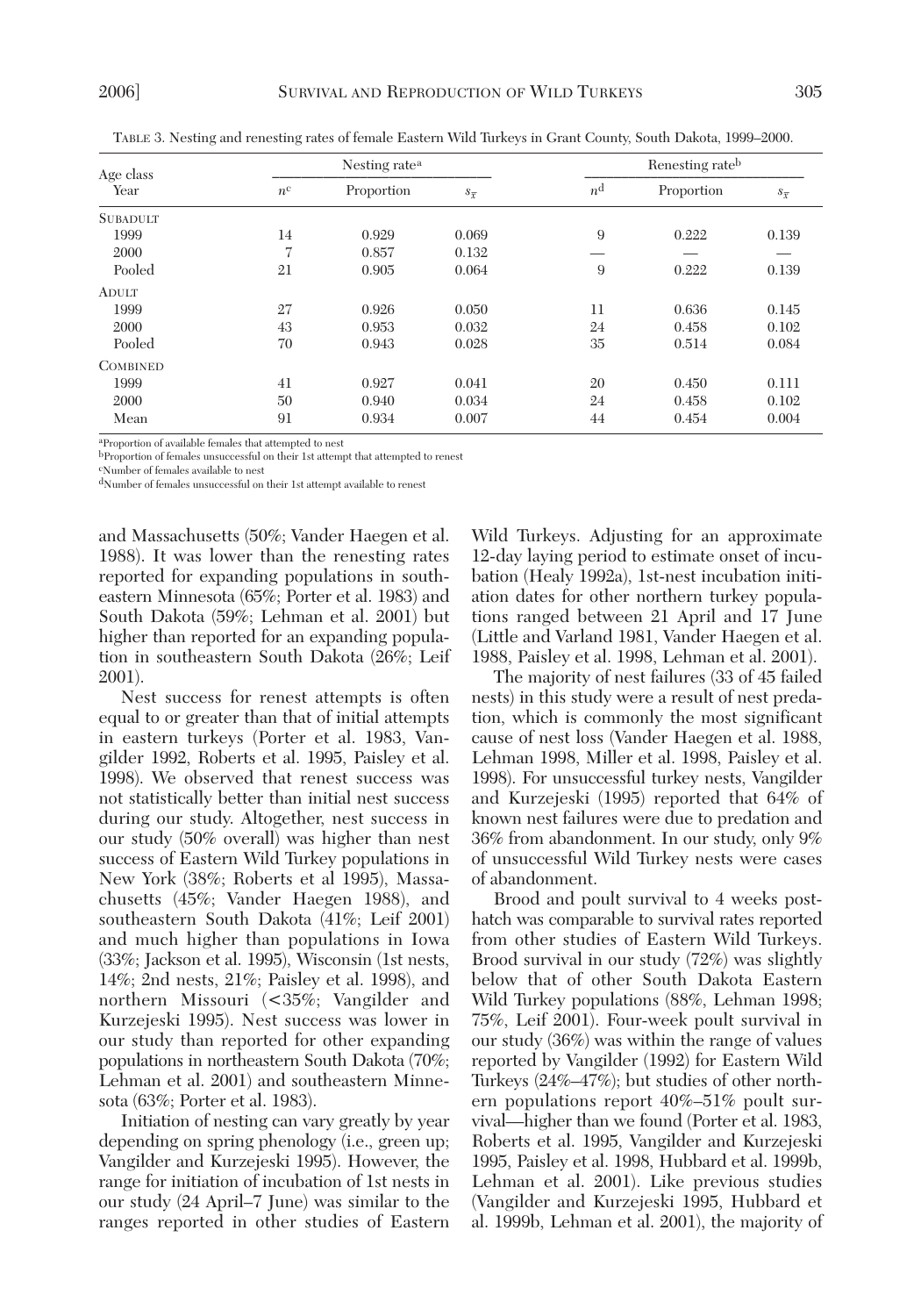TABLE 3. Nesting and renesting rates of female Eastern Wild Turkeys in Grant County, South Dakota, 1999–2000.

| Age class<br>Year | Nesting rate[a] | | | Renesting rate[b] | | |
|---|---|---|---|---|---|---|
| | $n$[c] | Proportion | $s_{\bar{x}}$ | $n$[d] | Proportion | $s_{\bar{x}}$ |
| SUBADULT | | | | | | |
| 1999 | 14 | 0.929 | 0.069 | 9 | 0.222 | 0.139 |
| 2000 | 7 | 0.857 | 0.132 | — | — | — |
| Pooled | 21 | 0.905 | 0.064 | 9 | 0.222 | 0.139 |
| ADULT | | | | | | |
| 1999 | 27 | 0.926 | 0.050 | 11 | 0.636 | 0.145 |
| 2000 | 43 | 0.953 | 0.032 | 24 | 0.458 | 0.102 |
| Pooled | 70 | 0.943 | 0.028 | 35 | 0.514 | 0.084 |
| COMBINED | | | | | | |
| 1999 | 41 | 0.927 | 0.041 | 20 | 0.450 | 0.111 |
| 2000 | 50 | 0.940 | 0.034 | 24 | 0.458 | 0.102 |
| Mean | 91 | 0.934 | 0.007 | 44 | 0.454 | 0.004 |

[a]Proportion of available females that attempted to nest
[b]Proportion of females unsuccessful on their 1st attempt that attempted to renest
[c]Number of females available to nest
[d]Number of females unsuccessful on their 1st attempt available to renest

and Massachusetts (50%; Vander Haegen et al. 1988). It was lower than the renesting rates reported for expanding populations in southeastern Minnesota (65%; Porter et al. 1983) and South Dakota (59%; Lehman et al. 2001) but higher than reported for an expanding population in southeastern South Dakota (26%; Leif 2001).

Nest success for renest attempts is often equal to or greater than that of initial attempts in eastern turkeys (Porter et al. 1983, Vangilder 1992, Roberts et al. 1995, Paisley et al. 1998). We observed that renest success was not statistically better than initial nest success during our study. Altogether, nest success in our study (50% overall) was higher than nest success of Eastern Wild Turkey populations in New York (38%; Roberts et al 1995), Massachusetts (45%; Vander Haegen 1988), and southeastern South Dakota (41%; Leif 2001) and much higher than populations in Iowa (33%; Jackson et al. 1995), Wisconsin (1st nests, 14%; 2nd nests, 21%; Paisley et al. 1998), and northern Missouri (<35%; Vangilder and Kurzejeski 1995). Nest success was lower in our study than reported for other expanding populations in northeastern South Dakota (70%; Lehman et al. 2001) and southeastern Minnesota (63%; Porter et al. 1983).

Initiation of nesting can vary greatly by year depending on spring phenology (i.e., green up; Vangilder and Kurzejeski 1995). However, the range for initiation of incubation of 1st nests in our study (24 April–7 June) was similar to the ranges reported in other studies of Eastern Wild Turkeys. Adjusting for an approximate 12-day laying period to estimate onset of incubation (Healy 1992a), 1st-nest incubation initiation dates for other northern turkey populations ranged between 21 April and 17 June (Little and Varland 1981, Vander Haegen et al. 1988, Paisley et al. 1998, Lehman et al. 2001).

The majority of nest failures (33 of 45 failed nests) in this study were a result of nest predation, which is commonly the most significant cause of nest loss (Vander Haegen et al. 1988, Lehman 1998, Miller et al. 1998, Paisley et al. 1998). For unsuccessful turkey nests, Vangilder and Kurzejeski (1995) reported that 64% of known nest failures were due to predation and 36% from abandonment. In our study, only 9% of unsuccessful Wild Turkey nests were cases of abandonment.

Brood and poult survival to 4 weeks posthatch was comparable to survival rates reported from other studies of Eastern Wild Turkeys. Brood survival in our study (72%) was slightly below that of other South Dakota Eastern Wild Turkey populations (88%, Lehman 1998; 75%, Leif 2001). Four-week poult survival in our study (36%) was within the range of values reported by Vangilder (1992) for Eastern Wild Turkeys (24%–47%); but studies of other northern populations report 40%–51% poult survival—higher than we found (Porter et al. 1983, Roberts et al. 1995, Vangilder and Kurzejeski 1995, Paisley et al. 1998, Hubbard et al. 1999b, Lehman et al. 2001). Like previous studies (Vangilder and Kurzejeski 1995, Hubbard et al. 1999b, Lehman et al. 2001), the majority of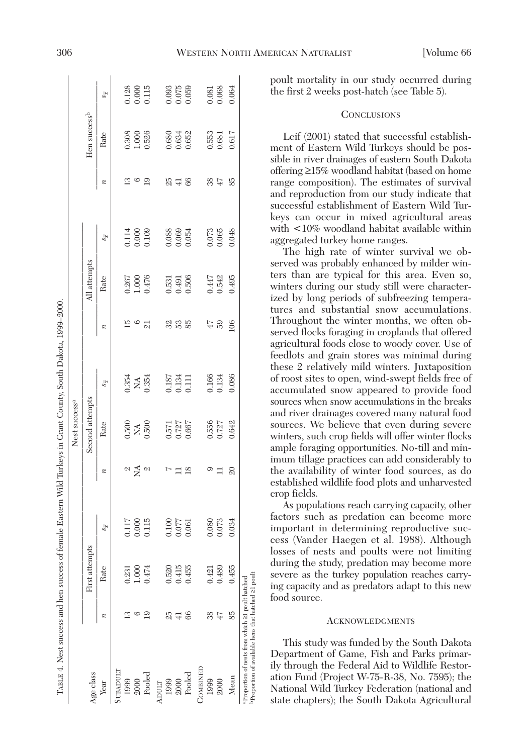TABLE 4. Nest success and hen success of female Eastern Wild Turkeys in Grant County, South Dakota, 1999–2000.

| Age class | Nest success[a] | | | | | | | | | Hen success[b] | | |
|---|---|---|---|---|---|---|---|---|---|---|---|---|
| | First attempts | | | Second attempts | | | All attempts | | | | | |
| Year | $n$ | Rate | $s_{\bar{x}}$ | $n$ | Rate | $s_{\bar{x}}$ | $n$ | Rate | $s_{\bar{x}}$ | $n$ | Rate | $s_{\bar{x}}$ |
| SUBADULT | | | | | | | | | | | | |
| 1999 | 13 | 0.231 | 0.117 | 2 | 0.500 | 0.354 | 15 | 0.267 | 0.114 | 13 | 0.308 | 0.128 |
| 2000 | 6 | 1.000 | 0.000 | NA | NA | NA | 6 | 1.000 | 0.000 | 6 | 1.000 | 0.000 |
| Pooled | 19 | 0.474 | 0.115 | 2 | 0.500 | 0.354 | 21 | 0.476 | 0.109 | 19 | 0.526 | 0.115 |
| ADULT | | | | | | | | | | | | |
| 1999 | 25 | 0.520 | 0.100 | 7 | 0.571 | 0.187 | 32 | 0.531 | 0.088 | 25 | 0.680 | 0.093 |
| 2000 | 41 | 0.415 | 0.077 | 11 | 0.727 | 0.134 | 53 | 0.491 | 0.069 | 41 | 0.634 | 0.075 |
| Pooled | 66 | 0.455 | 0.061 | 18 | 0.667 | 0.111 | 85 | 0.506 | 0.054 | 66 | 0.652 | 0.059 |
| COMBINED | | | | | | | | | | | | |
| 1999 | 38 | 0.421 | 0.080 | 9 | 0.556 | 0.166 | 47 | 0.447 | 0.073 | 38 | 0.553 | 0.081 |
| 2000 | 47 | 0.489 | 0.073 | 11 | 0.727 | 0.134 | 59 | 0.542 | 0.065 | 47 | 0.681 | 0.068 |
| Mean | 85 | 0.455 | 0.034 | 20 | 0.642 | 0.086 | 106 | 0.495 | 0.048 | 85 | 0.617 | 0.064 |

[a]Proportion of nests from which ≥1 poult hatched
[b]Proportion of available hens that hatched ≥1 poult

poult mortality in our study occurred during the first 2 weeks post-hatch (see Table 5).

## CONCLUSIONS

Leif (2001) stated that successful establishment of Eastern Wild Turkeys should be possible in river drainages of eastern South Dakota offering ≥15% woodland habitat (based on home range composition). The estimates of survival and reproduction from our study indicate that successful establishment of Eastern Wild Turkeys can occur in mixed agricultural areas with <10% woodland habitat available within aggregated turkey home ranges.

The high rate of winter survival we observed was probably enhanced by milder winters than are typical for this area. Even so, winters during our study still were characterized by long periods of subfreezing temperatures and substantial snow accumulations. Throughout the winter months, we often observed flocks foraging in croplands that offered agricultural foods close to woody cover. Use of feedlots and grain stores was minimal during these 2 relatively mild winters. Juxtaposition of roost sites to open, wind-swept fields free of accumulated snow appeared to provide food sources when snow accumulations in the breaks and river drainages covered many natural food sources. We believe that even during severe winters, such crop fields will offer winter flocks ample foraging opportunities. No-till and minimum tillage practices can add considerably to the availability of winter food sources, as do established wildlife food plots and unharvested crop fields.

As populations reach carrying capacity, other factors such as predation can become more important in determining reproductive success (Vander Haegen et al. 1988). Although losses of nests and poults were not limiting during the study, predation may become more severe as the turkey population reaches carrying capacity and as predators adapt to this new food source.

## ACKNOWLEDGMENTS

This study was funded by the South Dakota Department of Game, Fish and Parks primarily through the Federal Aid to Wildlife Restoration Fund (Project W-75-R-38, No. 7595); the National Wild Turkey Federation (national and state chapters); the South Dakota Agricultural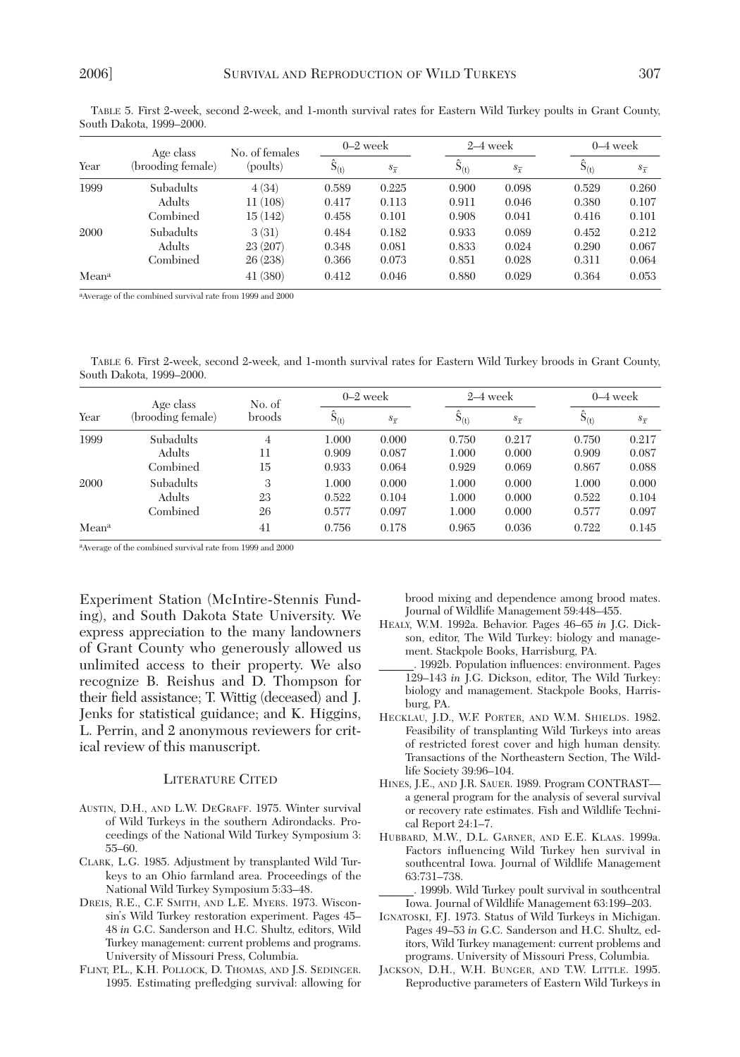TABLE 5. First 2-week, second 2-week, and 1-month survival rates for Eastern Wild Turkey poults in Grant County, South Dakota, 1999–2000.

| Year | Age class (brooding female) | No. of females (poults) | 0–2 week | | 2–4 week | | 0–4 week | |
|---|---|---|---|---|---|---|---|---|
| | | | $\hat{S}_{(t)}$ | $s_{\bar{x}}$ | $\hat{S}_{(t)}$ | $s_{\bar{x}}$ | $\hat{S}_{(t)}$ | $s_{\bar{x}}$ |
| 1999 | Subadults | 4 (34) | 0.589 | 0.225 | 0.900 | 0.098 | 0.529 | 0.260 |
| | Adults | 11 (108) | 0.417 | 0.113 | 0.911 | 0.046 | 0.380 | 0.107 |
| | Combined | 15 (142) | 0.458 | 0.101 | 0.908 | 0.041 | 0.416 | 0.101 |
| 2000 | Subadults | 3 (31) | 0.484 | 0.182 | 0.933 | 0.089 | 0.452 | 0.212 |
| | Adults | 23 (207) | 0.348 | 0.081 | 0.833 | 0.024 | 0.290 | 0.067 |
| | Combined | 26 (238) | 0.366 | 0.073 | 0.851 | 0.028 | 0.311 | 0.064 |
| Mean[a] | | 41 (380) | 0.412 | 0.046 | 0.880 | 0.029 | 0.364 | 0.053 |

[a]Average of the combined survival rate from 1999 and 2000

TABLE 6. First 2-week, second 2-week, and 1-month survival rates for Eastern Wild Turkey broods in Grant County, South Dakota, 1999–2000.

| Year | Age class (brooding female) | No. of broods | 0–2 week | | 2–4 week | | 0–4 week | |
|---|---|---|---|---|---|---|---|---|
| | | | $\hat{S}_{(t)}$ | $s_{\bar{x}}$ | $\hat{S}_{(t)}$ | $s_{\bar{x}}$ | $\hat{S}_{(t)}$ | $s_{\bar{x}}$ |
| 1999 | Subadults | 4 | 1.000 | 0.000 | 0.750 | 0.217 | 0.750 | 0.217 |
| | Adults | 11 | 0.909 | 0.087 | 1.000 | 0.000 | 0.909 | 0.087 |
| | Combined | 15 | 0.933 | 0.064 | 0.929 | 0.069 | 0.867 | 0.088 |
| 2000 | Subadults | 3 | 1.000 | 0.000 | 1.000 | 0.000 | 1.000 | 0.000 |
| | Adults | 23 | 0.522 | 0.104 | 1.000 | 0.000 | 0.522 | 0.104 |
| | Combined | 26 | 0.577 | 0.097 | 1.000 | 0.000 | 0.577 | 0.097 |
| Mean[a] | | 41 | 0.756 | 0.178 | 0.965 | 0.036 | 0.722 | 0.145 |

[a]Average of the combined survival rate from 1999 and 2000

Experiment Station (McIntire-Stennis Funding), and South Dakota State University. We express appreciation to the many landowners of Grant County who generously allowed us unlimited access to their property. We also recognize B. Reishus and D. Thompson for their field assistance; T. Wittig (deceased) and J. Jenks for statistical guidance; and K. Higgins, L. Perrin, and 2 anonymous reviewers for critical review of this manuscript.

## LITERATURE CITED

AUSTIN, D.H., AND L.W. DEGRAFF. 1975. Winter survival of Wild Turkeys in the southern Adirondacks. Proceedings of the National Wild Turkey Symposium 3: 55–60.

CLARK, L.G. 1985. Adjustment by transplanted Wild Turkeys to an Ohio farmland area. Proceedings of the National Wild Turkey Symposium 5:33–48.

DREIS, R.E., C.F. SMITH, AND L.E. MYERS. 1973. Wisconsin's Wild Turkey restoration experiment. Pages 45–48 *in* G.C. Sanderson and H.C. Shultz, editors, Wild Turkey management: current problems and programs. University of Missouri Press, Columbia.

FLINT, P.L., K.H. POLLOCK, D. THOMAS, AND J.S. SEDINGER. 1995. Estimating prefledging survival: allowing for brood mixing and dependence among brood mates. Journal of Wildlife Management 59:448–455.

HEALY, W.M. 1992a. Behavior. Pages 46–65 *in* J.G. Dickson, editor, The Wild Turkey: biology and management. Stackpole Books, Harrisburg, PA.

______. 1992b. Population influences: environment. Pages 129–143 *in* J.G. Dickson, editor, The Wild Turkey: biology and management. Stackpole Books, Harrisburg, PA.

HECKLAU, J.D., W.F. PORTER, AND W.M. SHIELDS. 1982. Feasibility of transplanting Wild Turkeys into areas of restricted forest cover and high human density. Transactions of the Northeastern Section, The Wildlife Society 39:96–104.

HINES, J.E., AND J.R. SAUER. 1989. Program CONTRAST—a general program for the analysis of several survival or recovery rate estimates. Fish and Wildlife Technical Report 24:1–7.

HUBBARD, M.W., D.L. GARNER, AND E.E. KLAAS. 1999a. Factors influencing Wild Turkey hen survival in southcentral Iowa. Journal of Wildlife Management 63:731–738.

______. 1999b. Wild Turkey poult survival in southcentral Iowa. Journal of Wildlife Management 63:199–203.

IGNATOSKI, F.J. 1973. Status of Wild Turkeys in Michigan. Pages 49–53 *in* G.C. Sanderson and H.C. Shultz, editors, Wild Turkey management: current problems and programs. University of Missouri Press, Columbia.

JACKSON, D.H., W.H. BUNGER, AND T.W. LITTLE. 1995. Reproductive parameters of Eastern Wild Turkeys in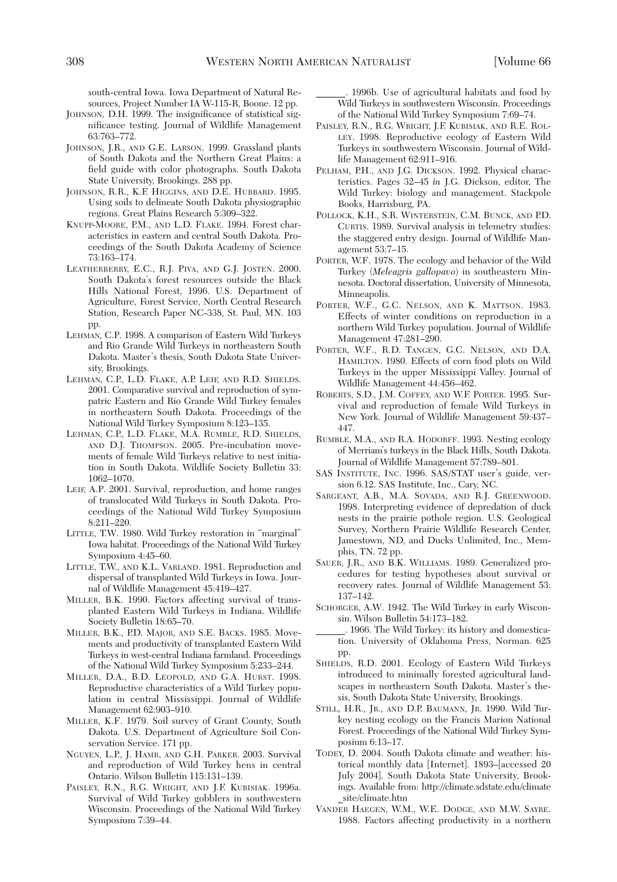south-central Iowa. Iowa Department of Natural Resources, Project Number IA W-115-R, Boone. 12 pp.

JOHNSON, D.H. 1999. The insignificance of statistical significance testing. Journal of Wildlife Management 63:763–772.

JOHNSON, J.R., AND G.E. LARSON. 1999. Grassland plants of South Dakota and the Northern Great Plains: a field guide with color photographs. South Dakota State University, Brookings. 288 pp.

JOHNSON, R.R., K.F. HIGGINS, AND D.E. HUBBARD. 1995. Using soils to delineate South Dakota physiographic regions. Great Plains Research 5:309–322.

KNUPP-MOORE, P.M., AND L.D. FLAKE. 1994. Forest characteristics in eastern and central South Dakota. Proceedings of the South Dakota Academy of Science 73:163–174.

LEATHERBERRY, E.C., R.J. PIVA, AND G.J. JOSTEN. 2000. South Dakota's forest resources outside the Black Hills National Forest, 1996. U.S. Department of Agriculture, Forest Service, North Central Research Station, Research Paper NC-338, St. Paul, MN. 103 pp.

LEHMAN, C.P. 1998. A comparison of Eastern Wild Turkeys and Rio Grande Wild Turkeys in northeastern South Dakota. Master's thesis, South Dakota State University, Brookings.

LEHMAN, C.P., L.D. FLAKE, A.P. LEIF, AND R.D. SHIELDS. 2001. Comparative survival and reproduction of sympatric Eastern and Rio Grande Wild Turkey females in northeastern South Dakota. Proceedings of the National Wild Turkey Symposium 8:123–135.

LEHMAN, C.P., L.D. FLAKE, M.A. RUMBLE, R.D. SHIELDS, AND D.J. THOMPSON. 2005. Pre-incubation movements of female Wild Turkeys relative to nest initiation in South Dakota. Wildlife Society Bulletin 33: 1062–1070.

LEIF, A.P. 2001. Survival, reproduction, and home ranges of translocated Wild Turkeys in South Dakota. Proceedings of the National Wild Turkey Symposium 8:211–220.

LITTLE, T.W. 1980. Wild Turkey restoration in "marginal" Iowa habitat. Proceedings of the National Wild Turkey Symposium 4:45–60.

LITTLE, T.W., AND K.L. VARLAND. 1981. Reproduction and dispersal of transplanted Wild Turkeys in Iowa. Journal of Wildlife Management 45:419–427.

MILLER, B.K. 1990. Factors affecting survival of transplanted Eastern Wild Turkeys in Indiana. Wildlife Society Bulletin 18:65–70.

MILLER, B.K., P.D. MAJOR, AND S.E. BACKS. 1985. Movements and productivity of transplanted Eastern Wild Turkeys in west-central Indiana farmland. Proceedings of the National Wild Turkey Symposium 5:233–244.

MILLER, D.A., B.D. LEOPOLD, AND G.A. HURST. 1998. Reproductive characteristics of a Wild Turkey population in central Mississippi. Journal of Wildlife Management 62:903–910.

MILLER, K.F. 1979. Soil survey of Grant County, South Dakota. U.S. Department of Agriculture Soil Conservation Service. 171 pp.

NGUYEN, L.P., J. HAMR, AND G.H. PARKER. 2003. Survival and reproduction of Wild Turkey hens in central Ontario. Wilson Bulletin 115:131–139.

PAISLEY, R.N., R.G. WRIGHT, AND J.F. KUBISIAK. 1996a. Survival of Wild Turkey gobblers in southwestern Wisconsin. Proceedings of the National Wild Turkey Symposium 7:39–44.

______. 1996b. Use of agricultural habitats and food by Wild Turkeys in southwestern Wisconsin. Proceedings of the National Wild Turkey Symposium 7:69–74.

PAISLEY, R.N., R.G. WRIGHT, J.F. KUBISIAK, AND R.E. ROLLEY. 1998. Reproductive ecology of Eastern Wild Turkeys in southwestern Wisconsin. Journal of Wildlife Management 62:911–916.

PELHAM, P.H., AND J.G. DICKSON. 1992. Physical characteristics. Pages 32–45 *in* J.G. Dickson, editor, The Wild Turkey: biology and management. Stackpole Books, Harrisburg, PA.

POLLOCK, K.H., S.R. WINTERSTEIN, C.M. BUNCK, AND P.D. CURTIS. 1989. Survival analysis in telemetry studies: the staggered entry design. Journal of Wildlife Management 53:7–15.

PORTER, W.F. 1978. The ecology and behavior of the Wild Turkey (*Meleagris gallopavo*) in southeastern Minnesota. Doctoral dissertation, University of Minnesota, Minneapolis.

PORTER, W.F., G.C. NELSON, AND K. MATTSON. 1983. Effects of winter conditions on reproduction in a northern Wild Turkey population. Journal of Wildlife Management 47:281–290.

PORTER, W.F., R.D. TANGEN, G.C. NELSON, AND D.A. HAMILTON. 1980. Effects of corn food plots on Wild Turkeys in the upper Mississippi Valley. Journal of Wildlife Management 44:456–462.

ROBERTS, S.D., J.M. COFFEY, AND W.F. PORTER. 1995. Survival and reproduction of female Wild Turkeys in New York. Journal of Wildlife Management 59:437–447.

RUMBLE, M.A., AND R.A. HODORFF. 1993. Nesting ecology of Merriam's turkeys in the Black Hills, South Dakota. Journal of Wildlife Management 57:789–801.

SAS INSTITUTE, INC. 1996. SAS/STAT user's guide, version 6.12. SAS Institute, Inc., Cary, NC.

SARGEANT, A.B., M.A. SOVADA, AND R.J. GREENWOOD. 1998. Interpreting evidence of depredation of duck nests in the prairie pothole region. U.S. Geological Survey, Northern Prairie Wildlife Research Center, Jamestown, ND, and Ducks Unlimited, Inc., Memphis, TN. 72 pp.

SAUER, J.R., AND B.K. WILLIAMS. 1989. Generalized procedures for testing hypotheses about survival or recovery rates. Journal of Wildlife Management 53: 137–142.

SCHORGER, A.W. 1942. The Wild Turkey in early Wisconsin. Wilson Bulletin 54:173–182.

______. 1966. The Wild Turkey: its history and domestication. University of Oklahoma Press, Norman. 625 pp.

SHIELDS, R.D. 2001. Ecology of Eastern Wild Turkeys introduced to minimally forested agricultural landscapes in northeastern South Dakota. Master's thesis, South Dakota State University, Brookings.

STILL, H.R., JR., AND D.P. BAUMANN, JR. 1990. Wild Turkey nesting ecology on the Francis Marion National Forest. Proceedings of the National Wild Turkey Symposium 6:13–17.

TODEY, D. 2004. South Dakota climate and weather: historical monthly data [Internet]. 1893–[accessed 20 July 2004]. South Dakota State University, Brookings. Available from: http://climate.sdstate.edu/climate_site/climate.htm

VANDER HAEGEN, W.M., W.E. DODGE, AND M.W. SAYRE. 1988. Factors affecting productivity in a northern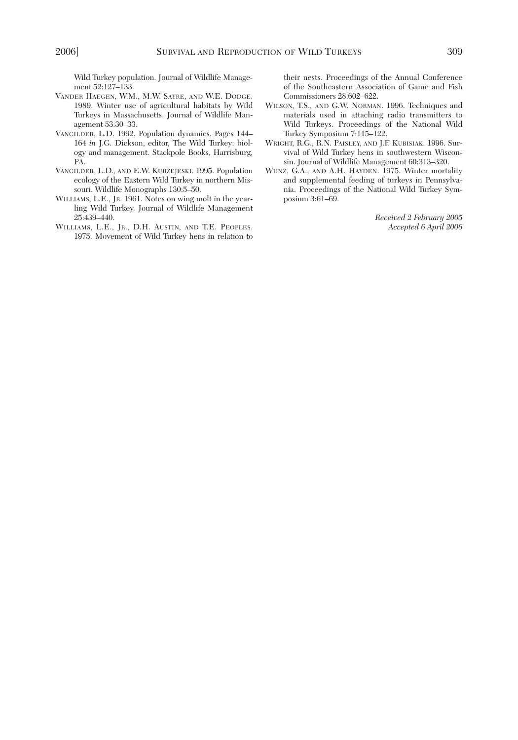Wild Turkey population. Journal of Wildlife Management 52:127–133.

VANDER HAEGEN, W.M., M.W. SAYRE, AND W.E. DODGE. 1989. Winter use of agricultural habitats by Wild Turkeys in Massachusetts. Journal of Wildlife Management 53:30–33.

VANGILDER, L.D. 1992. Population dynamics. Pages 144–164 *in* J.G. Dickson, editor, The Wild Turkey: biology and management. Stackpole Books, Harrisburg, PA.

VANGILDER, L.D., AND E.W. KURZEJESKI. 1995. Population ecology of the Eastern Wild Turkey in northern Missouri. Wildlife Monographs 130:5–50.

WILLIAMS, L.E., JR. 1961. Notes on wing molt in the yearling Wild Turkey. Journal of Wildlife Management 25:439–440.

WILLIAMS, L.E., JR., D.H. AUSTIN, AND T.E. PEOPLES. 1975. Movement of Wild Turkey hens in relation to their nests. Proceedings of the Annual Conference of the Southeastern Association of Game and Fish Commissioners 28:602–622.

WILSON, T.S., AND G.W. NORMAN. 1996. Techniques and materials used in attaching radio transmitters to Wild Turkeys. Proceedings of the National Wild Turkey Symposium 7:115–122.

WRIGHT, R.G., R.N. PAISLEY, AND J.F. KUBISIAK. 1996. Survival of Wild Turkey hens in southwestern Wisconsin. Journal of Wildlife Management 60:313–320.

WUNZ, G.A., AND A.H. HAYDEN. 1975. Winter mortality and supplemental feeding of turkeys in Pennsylvania. Proceedings of the National Wild Turkey Symposium 3:61–69.

*Received 2 February 2005*
*Accepted 6 April 2006*